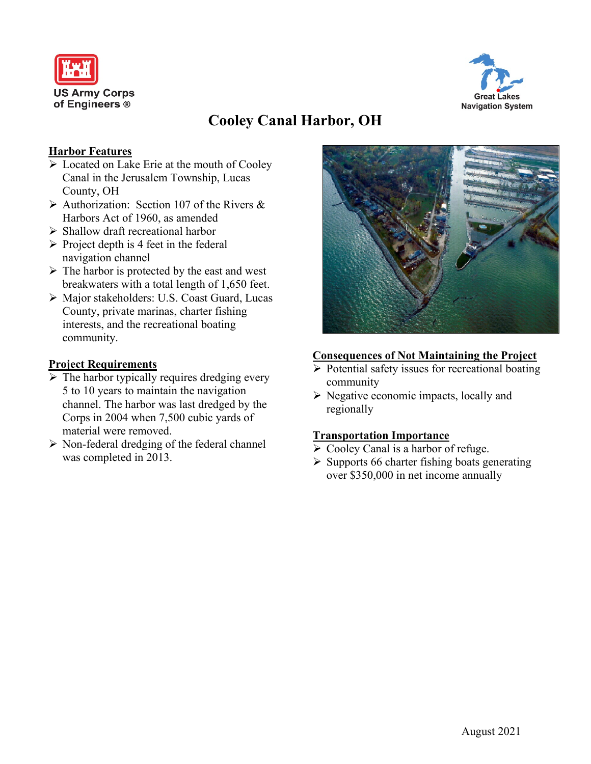US Army Corps of Engineers ®

Great Lakes Navigation System

# Cooley Canal Harbor, OH

## Harbor Features

- Located on Lake Erie at the mouth of Cooley Canal in the Jerusalem Township, Lucas County, OH
- Authorization: Section 107 of the Rivers & Harbors Act of 1960, as amended
- Shallow draft recreational harbor
- Project depth is 4 feet in the federal navigation channel
- The harbor is protected by the east and west breakwaters with a total length of 1,650 feet.
- Major stakeholders: U.S. Coast Guard, Lucas County, private marinas, charter fishing interests, and the recreational boating community.

## Project Requirements

- The harbor typically requires dredging every 5 to 10 years to maintain the navigation channel. The harbor was last dredged by the Corps in 2004 when 7,500 cubic yards of material were removed.
- Non-federal dredging of the federal channel was completed in 2013.

## Consequences of Not Maintaining the Project

- Potential safety issues for recreational boating community
- Negative economic impacts, locally and regionally

## Transportation Importance

- Cooley Canal is a harbor of refuge.
- Supports 66 charter fishing boats generating over $350,000 in net income annually

August 2021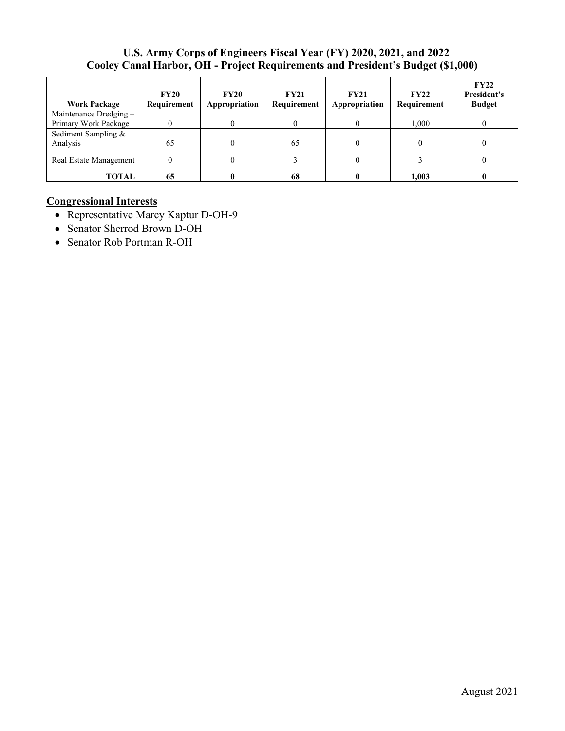## U.S. Army Corps of Engineers Fiscal Year (FY) 2020, 2021, and 2022
## Cooley Canal Harbor, OH - Project Requirements and President's Budget ($1,000)

| Work Package | FY20 Requirement | FY20 Appropriation | FY21 Requirement | FY21 Appropriation | FY22 Requirement | FY22 President's Budget |
|---|---|---|---|---|---|---|
| Maintenance Dredging – Primary Work Package | 0 | 0 | 0 | 0 | 1,000 | 0 |
| Sediment Sampling & Analysis | 65 | 0 | 65 | 0 | 0 | 0 |
| Real Estate Management | 0 | 0 | 3 | 0 | 3 | 0 |
| **TOTAL** | **65** | **0** | **68** | **0** | **1,003** | **0** |

**Congressional Interests**

- Representative Marcy Kaptur D-OH-9
- Senator Sherrod Brown D-OH
- Senator Rob Portman R-OH

August 2021